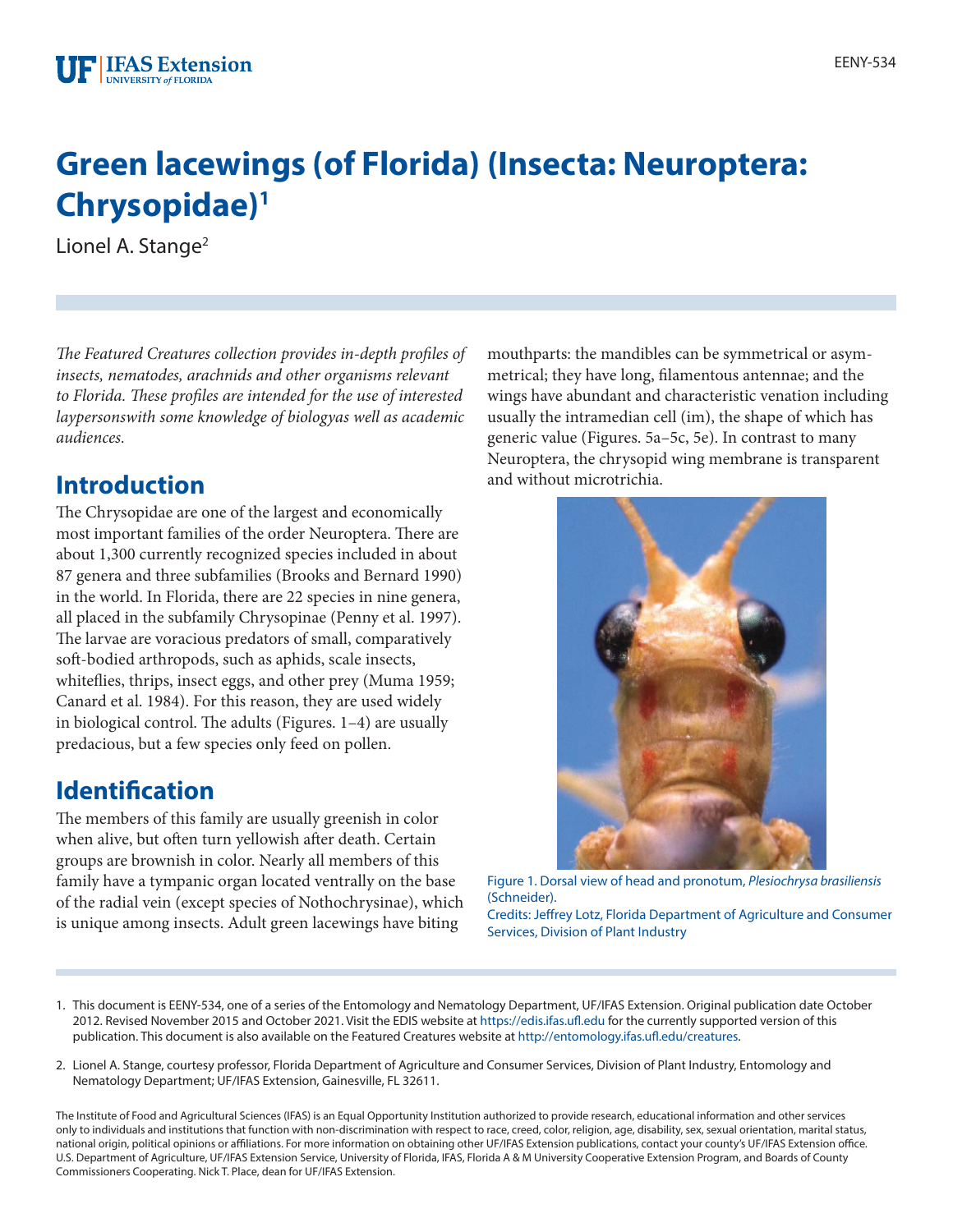EENY-534

# Green lacewings (of Florida) (Insecta: Neuroptera: Chrysopidae)[1]

Lionel A. Stange[2]

*The Featured Creatures collection provides in-depth profiles of insects, nematodes, arachnids and other organisms relevant to Florida. These profiles are intended for the use of interested laypersonswith some knowledge of biologyas well as academic audiences.*

## Introduction

The Chrysopidae are one of the largest and economically most important families of the order Neuroptera. There are about 1,300 currently recognized species included in about 87 genera and three subfamilies (Brooks and Bernard 1990) in the world. In Florida, there are 22 species in nine genera, all placed in the subfamily Chrysopinae (Penny et al. 1997). The larvae are voracious predators of small, comparatively soft-bodied arthropods, such as aphids, scale insects, whiteflies, thrips, insect eggs, and other prey (Muma 1959; Canard et al. 1984). For this reason, they are used widely in biological control. The adults (Figures. 1–4) are usually predacious, but a few species only feed on pollen.

## Identification

The members of this family are usually greenish in color when alive, but often turn yellowish after death. Certain groups are brownish in color. Nearly all members of this family have a tympanic organ located ventrally on the base of the radial vein (except species of Nothochrysinae), which is unique among insects. Adult green lacewings have biting mouthparts: the mandibles can be symmetrical or asymmetrical; they have long, filamentous antennae; and the wings have abundant and characteristic venation including usually the intramedian cell (im), the shape of which has generic value (Figures. 5a–5c, 5e). In contrast to many Neuroptera, the chrysopid wing membrane is transparent and without microtrichia.

Figure 1. Dorsal view of head and pronotum, *Plesiochrysa brasiliensis* (Schneider).
Credits: Jeffrey Lotz, Florida Department of Agriculture and Consumer Services, Division of Plant Industry

1. This document is EENY-534, one of a series of the Entomology and Nematology Department, UF/IFAS Extension. Original publication date October 2012. Revised November 2015 and October 2021. Visit the EDIS website at https://edis.ifas.ufl.edu for the currently supported version of this publication. This document is also available on the Featured Creatures website at http://entomology.ifas.ufl.edu/creatures.

2. Lionel A. Stange, courtesy professor, Florida Department of Agriculture and Consumer Services, Division of Plant Industry, Entomology and Nematology Department; UF/IFAS Extension, Gainesville, FL 32611.

The Institute of Food and Agricultural Sciences (IFAS) is an Equal Opportunity Institution authorized to provide research, educational information and other services only to individuals and institutions that function with non-discrimination with respect to race, creed, color, religion, age, disability, sex, sexual orientation, marital status, national origin, political opinions or affiliations. For more information on obtaining other UF/IFAS Extension publications, contact your county's UF/IFAS Extension office. U.S. Department of Agriculture, UF/IFAS Extension Service, University of Florida, IFAS, Florida A & M University Cooperative Extension Program, and Boards of County Commissioners Cooperating. Nick T. Place, dean for UF/IFAS Extension.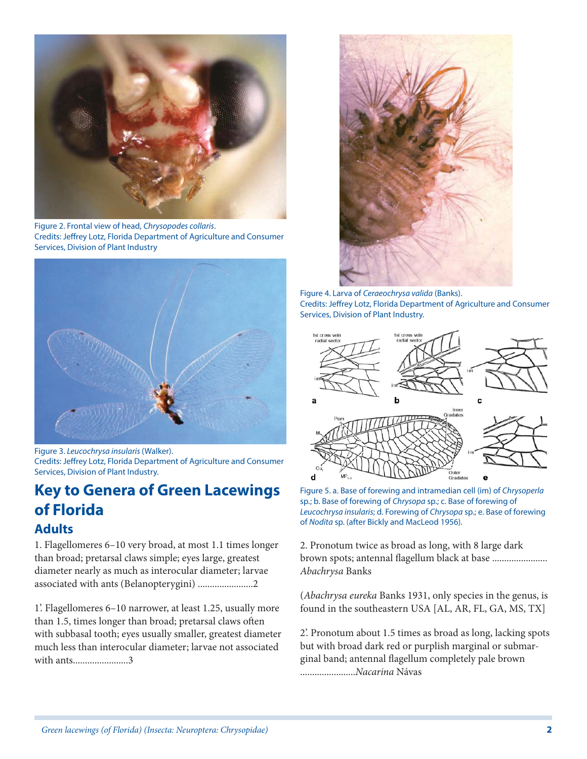Figure 2. Frontal view of head, *Chrysopodes collaris*.
Credits: Jeffrey Lotz, Florida Department of Agriculture and Consumer Services, Division of Plant Industry

Figure 3. *Leucochrysa insularis* (Walker).
Credits: Jeffrey Lotz, Florida Department of Agriculture and Consumer Services, Division of Plant Industry.

## Key to Genera of Green Lacewings of Florida

### Adults

1. Flagellomeres 6–10 very broad, at most 1.1 times longer than broad; pretarsal claws simple; eyes large, greatest diameter nearly as much as interocular diameter; larvae associated with ants (Belanopterygini) .......................2

1'. Flagellomeres 6–10 narrower, at least 1.25, usually more than 1.5, times longer than broad; pretarsal claws often with subbasal tooth; eyes usually smaller, greatest diameter much less than interocular diameter; larvae not associated with ants.......................3

Figure 4. Larva of *Ceraeochrysa valida* (Banks).
Credits: Jeffrey Lotz, Florida Department of Agriculture and Consumer Services, Division of Plant Industry.

Figure 5. a. Base of forewing and intramedian cell (im) of *Chrysoperla* sp.; b. Base of forewing of *Chrysopa* sp.; c. Base of forewing of *Leucochrysa insularis*; d. Forewing of *Chrysopa* sp.; e. Base of forewing of *Nodita* sp. (after Bickly and MacLeod 1956).

2. Pronotum twice as broad as long, with 8 large dark brown spots; antennal flagellum black at base ....................... *Abachrysa* Banks

(*Abachrysa eureka* Banks 1931, only species in the genus, is found in the southeastern USA [AL, AR, FL, GA, MS, TX]

2'. Pronotum about 1.5 times as broad as long, lacking spots but with broad dark red or purplish marginal or submarginal band; antennal flagellum completely pale brown .......................*Nacarina* Návas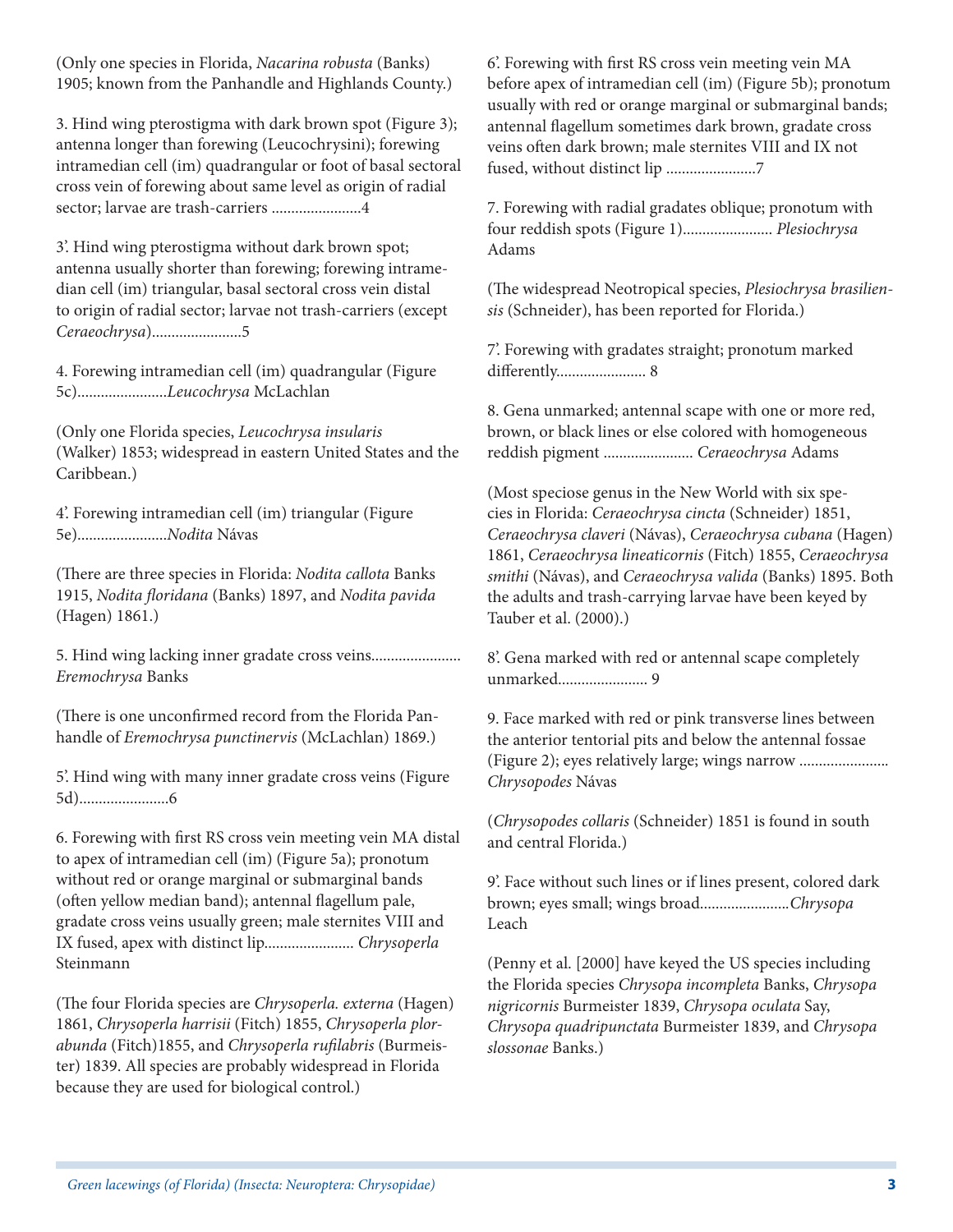(Only one species in Florida, *Nacarina robusta* (Banks) 1905; known from the Panhandle and Highlands County.)

3. Hind wing pterostigma with dark brown spot (Figure 3); antenna longer than forewing (Leucochrysini); forewing intramedian cell (im) quadrangular or foot of basal sectoral cross vein of forewing about same level as origin of radial sector; larvae are trash-carriers .......................4

3'. Hind wing pterostigma without dark brown spot; antenna usually shorter than forewing; forewing intramedian cell (im) triangular, basal sectoral cross vein distal to origin of radial sector; larvae not trash-carriers (except *Ceraeochrysa*).......................5

4. Forewing intramedian cell (im) quadrangular (Figure 5c).......................*Leucochrysa* McLachlan

(Only one Florida species, *Leucochrysa insularis* (Walker) 1853; widespread in eastern United States and the Caribbean.)

4'. Forewing intramedian cell (im) triangular (Figure 5e).......................*Nodita* Návas

(There are three species in Florida: *Nodita callota* Banks 1915, *Nodita floridana* (Banks) 1897, and *Nodita pavida* (Hagen) 1861.)

5. Hind wing lacking inner gradate cross veins...................... *Eremochrysa* Banks

(There is one unconfirmed record from the Florida Panhandle of *Eremochrysa punctinervis* (McLachlan) 1869.)

5'. Hind wing with many inner gradate cross veins (Figure 5d).......................6

6. Forewing with first RS cross vein meeting vein MA distal to apex of intramedian cell (im) (Figure 5a); pronotum without red or orange marginal or submarginal bands (often yellow median band); antennal flagellum pale, gradate cross veins usually green; male sternites VIII and IX fused, apex with distinct lip...................... *Chrysoperla* Steinmann

(The four Florida species are *Chrysoperla. externa* (Hagen) 1861, *Chrysoperla harrisii* (Fitch) 1855, *Chrysoperla plorabunda* (Fitch)1855, and *Chrysoperla rufilabris* (Burmeister) 1839. All species are probably widespread in Florida because they are used for biological control.)

6'. Forewing with first RS cross vein meeting vein MA before apex of intramedian cell (im) (Figure 5b); pronotum usually with red or orange marginal or submarginal bands; antennal flagellum sometimes dark brown, gradate cross veins often dark brown; male sternites VIII and IX not fused, without distinct lip .......................7

7. Forewing with radial gradates oblique; pronotum with four reddish spots (Figure 1)....................... *Plesiochrysa* Adams

(The widespread Neotropical species, *Plesiochrysa brasiliensis* (Schneider), has been reported for Florida.)

7'. Forewing with gradates straight; pronotum marked differently....................... 8

8. Gena unmarked; antennal scape with one or more red, brown, or black lines or else colored with homogeneous reddish pigment ....................... *Ceraeochrysa* Adams

(Most speciose genus in the New World with six species in Florida: *Ceraeochrysa cincta* (Schneider) 1851, *Ceraeochrysa claveri* (Návas), *Ceraeochrysa cubana* (Hagen) 1861, *Ceraeochrysa lineaticornis* (Fitch) 1855, *Ceraeochrysa smithi* (Návas), and *Ceraeochrysa valida* (Banks) 1895. Both the adults and trash-carrying larvae have been keyed by Tauber et al. (2000).)

8'. Gena marked with red or antennal scape completely unmarked....................... 9

9. Face marked with red or pink transverse lines between the anterior tentorial pits and below the antennal fossae (Figure 2); eyes relatively large; wings narrow ....................... *Chrysopodes* Návas

(*Chrysopodes collaris* (Schneider) 1851 is found in south and central Florida.)

9'. Face without such lines or if lines present, colored dark brown; eyes small; wings broad.......................*Chrysopa* Leach

(Penny et al. [2000] have keyed the US species including the Florida species *Chrysopa incompleta* Banks, *Chrysopa nigricornis* Burmeister 1839, *Chrysopa oculata* Say, *Chrysopa quadripunctata* Burmeister 1839, and *Chrysopa slossonae* Banks.)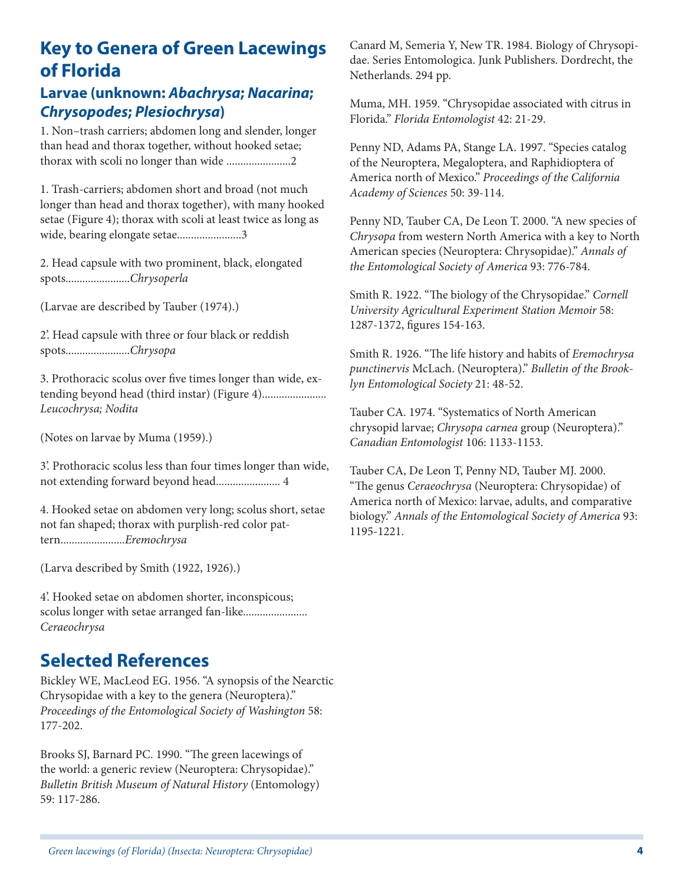## Key to Genera of Green Lacewings of Florida

### Larvae (unknown: *Abachrysa; Nacarina; Chrysopodes; Plesiochrysa*)

1. Non–trash carriers; abdomen long and slender, longer than head and thorax together, without hooked setae; thorax with scoli no longer than wide .......................2

1. Trash-carriers; abdomen short and broad (not much longer than head and thorax together), with many hooked setae (Figure 4); thorax with scoli at least twice as long as wide, bearing elongate setae.......................3

2. Head capsule with two prominent, black, elongated spots.......................*Chrysoperla*

(Larvae are described by Tauber (1974).)

2'. Head capsule with three or four black or reddish spots.......................*Chrysopa*

3. Prothoracic scolus over five times longer than wide, extending beyond head (third instar) (Figure 4)....................... *Leucochrysa; Nodita*

(Notes on larvae by Muma (1959).)

3'. Prothoracic scolus less than four times longer than wide, not extending forward beyond head....................... 4

4. Hooked setae on abdomen very long; scolus short, setae not fan shaped; thorax with purplish-red color pattern.......................*Eremochrysa*

(Larva described by Smith (1922, 1926).)

4'. Hooked setae on abdomen shorter, inconspicous; scolus longer with setae arranged fan-like....................... *Ceraeochrysa*

## Selected References

Bickley WE, MacLeod EG. 1956. "A synopsis of the Nearctic Chrysopidae with a key to the genera (Neuroptera)." *Proceedings of the Entomological Society of Washington* 58: 177-202.

Brooks SJ, Barnard PC. 1990. "The green lacewings of the world: a generic review (Neuroptera: Chrysopidae)." *Bulletin British Museum of Natural History* (Entomology) 59: 117-286.

Canard M, Semeria Y, New TR. 1984. Biology of Chrysopidae. Series Entomologica. Junk Publishers. Dordrecht, the Netherlands. 294 pp.

Muma, MH. 1959. "Chrysopidae associated with citrus in Florida." *Florida Entomologist* 42: 21-29.

Penny ND, Adams PA, Stange LA. 1997. "Species catalog of the Neuroptera, Megaloptera, and Raphidioptera of America north of Mexico." *Proceedings of the California Academy of Sciences* 50: 39-114.

Penny ND, Tauber CA, De Leon T. 2000. "A new species of *Chrysopa* from western North America with a key to North American species (Neuroptera: Chrysopidae)." *Annals of the Entomological Society of America* 93: 776-784.

Smith R. 1922. "The biology of the Chrysopidae." *Cornell University Agricultural Experiment Station Memoir* 58: 1287-1372, figures 154-163.

Smith R. 1926. "The life history and habits of *Eremochrysa punctinervis* McLach. (Neuroptera)." *Bulletin of the Brooklyn Entomological Society* 21: 48-52.

Tauber CA. 1974. "Systematics of North American chrysopid larvae; *Chrysopa carnea* group (Neuroptera)." *Canadian Entomologist* 106: 1133-1153.

Tauber CA, De Leon T, Penny ND, Tauber MJ. 2000. "The genus *Ceraeochrysa* (Neuroptera: Chrysopidae) of America north of Mexico: larvae, adults, and comparative biology." *Annals of the Entomological Society of America* 93: 1195-1221.